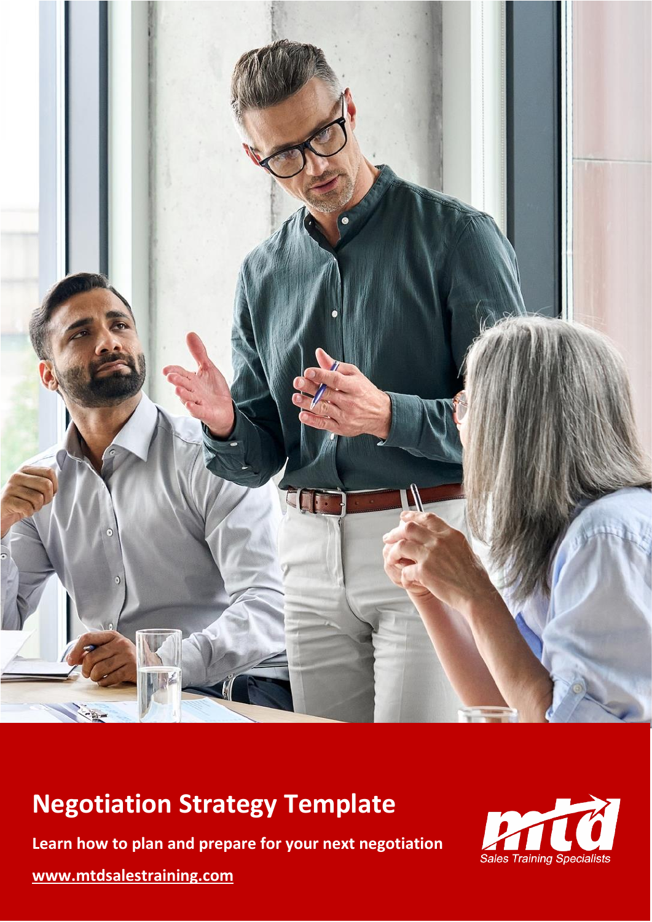# Negotiation Strategy Template

**Learn how to plan and prepare for your next negotiation**

**www.mtdsalestraining.com**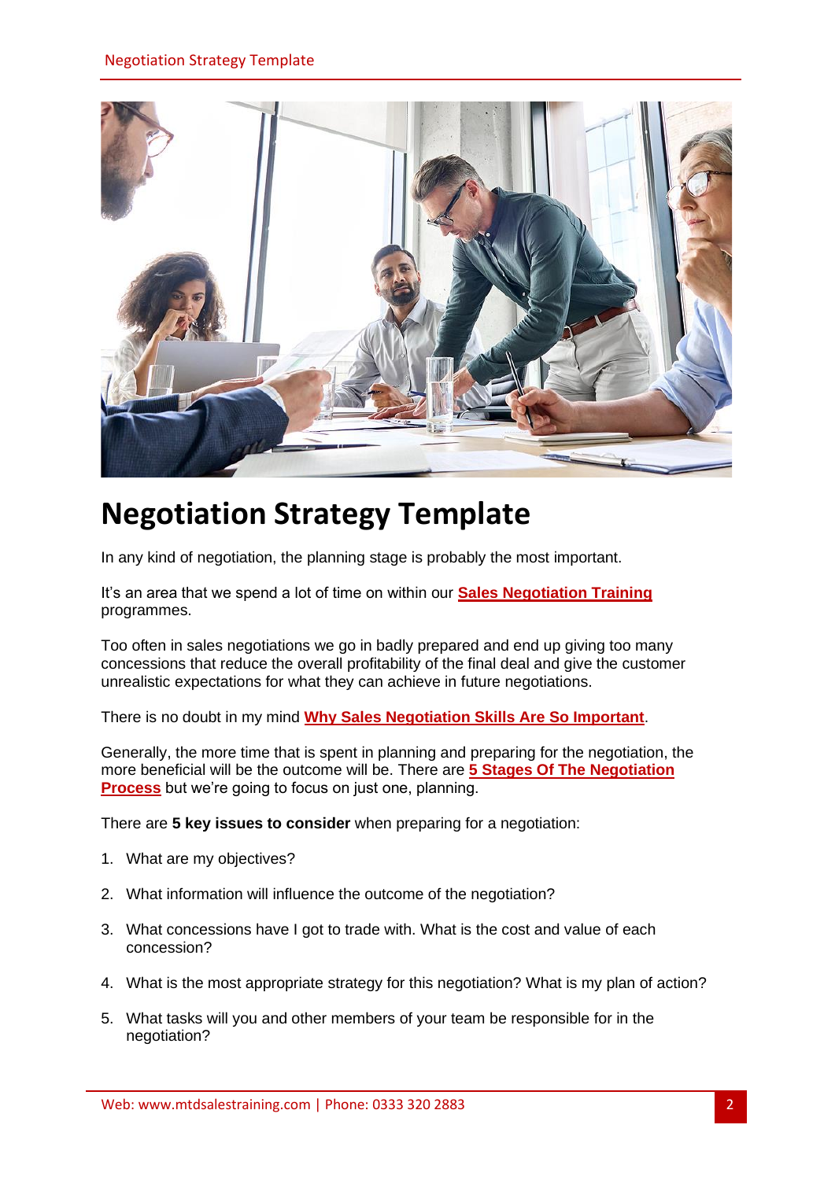# Negotiation Strategy Template

In any kind of negotiation, the planning stage is probably the most important.

It's an area that we spend a lot of time on within our **Sales Negotiation Training** programmes.

Too often in sales negotiations we go in badly prepared and end up giving too many concessions that reduce the overall profitability of the final deal and give the customer unrealistic expectations for what they can achieve in future negotiations.

There is no doubt in my mind **Why Sales Negotiation Skills Are So Important**.

Generally, the more time that is spent in planning and preparing for the negotiation, the more beneficial will be the outcome will be. There are **5 Stages Of The Negotiation Process** but we're going to focus on just one, planning.

There are **5 key issues to consider** when preparing for a negotiation:

1. What are my objectives?
2. What information will influence the outcome of the negotiation?
3. What concessions have I got to trade with. What is the cost and value of each concession?
4. What is the most appropriate strategy for this negotiation? What is my plan of action?
5. What tasks will you and other members of your team be responsible for in the negotiation?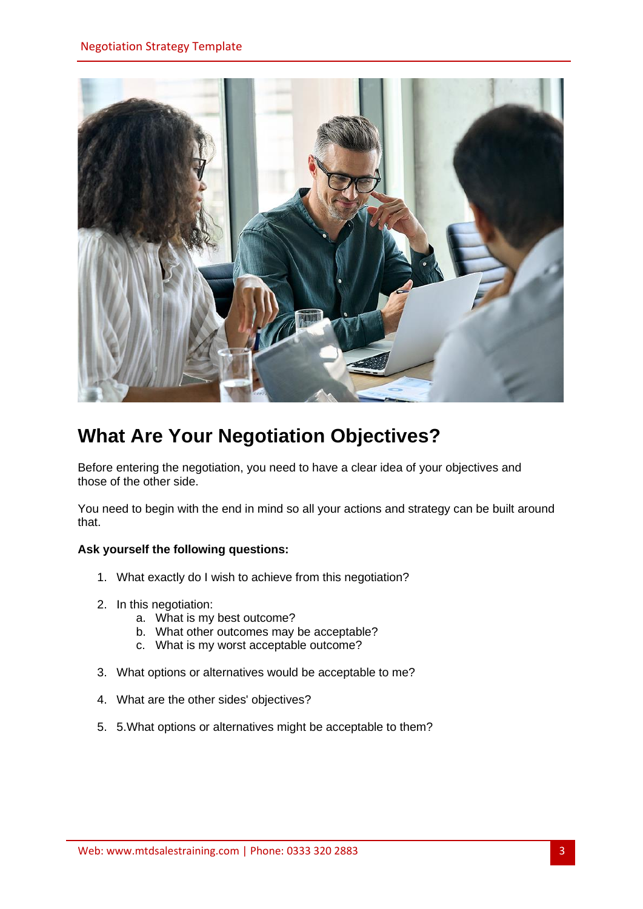## What Are Your Negotiation Objectives?

Before entering the negotiation, you need to have a clear idea of your objectives and those of the other side.

You need to begin with the end in mind so all your actions and strategy can be built around that.

**Ask yourself the following questions:**

1. What exactly do I wish to achieve from this negotiation?
2. In this negotiation:
   a. What is my best outcome?
   b. What other outcomes may be acceptable?
   c. What is my worst acceptable outcome?
3. What options or alternatives would be acceptable to me?
4. What are the other sides' objectives?
5. 5.What options or alternatives might be acceptable to them?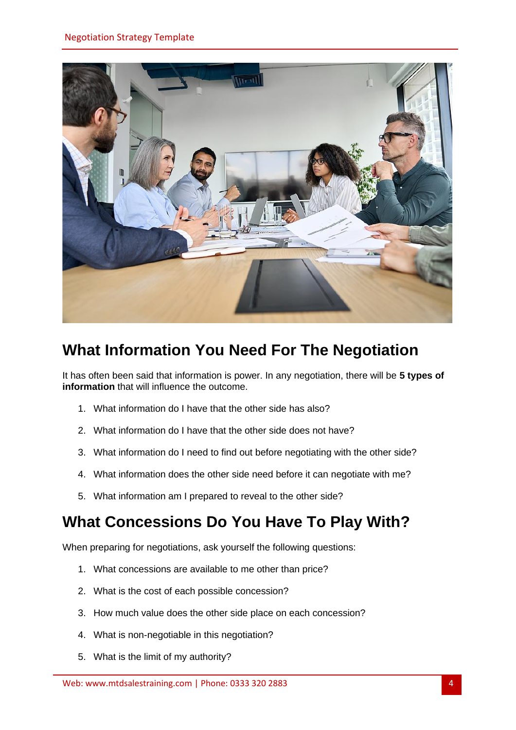## What Information You Need For The Negotiation

It has often been said that information is power. In any negotiation, there will be **5 types of information** that will influence the outcome.

1. What information do I have that the other side has also?
2. What information do I have that the other side does not have?
3. What information do I need to find out before negotiating with the other side?
4. What information does the other side need before it can negotiate with me?
5. What information am I prepared to reveal to the other side?

## What Concessions Do You Have To Play With?

When preparing for negotiations, ask yourself the following questions:

1. What concessions are available to me other than price?
2. What is the cost of each possible concession?
3. How much value does the other side place on each concession?
4. What is non-negotiable in this negotiation?
5. What is the limit of my authority?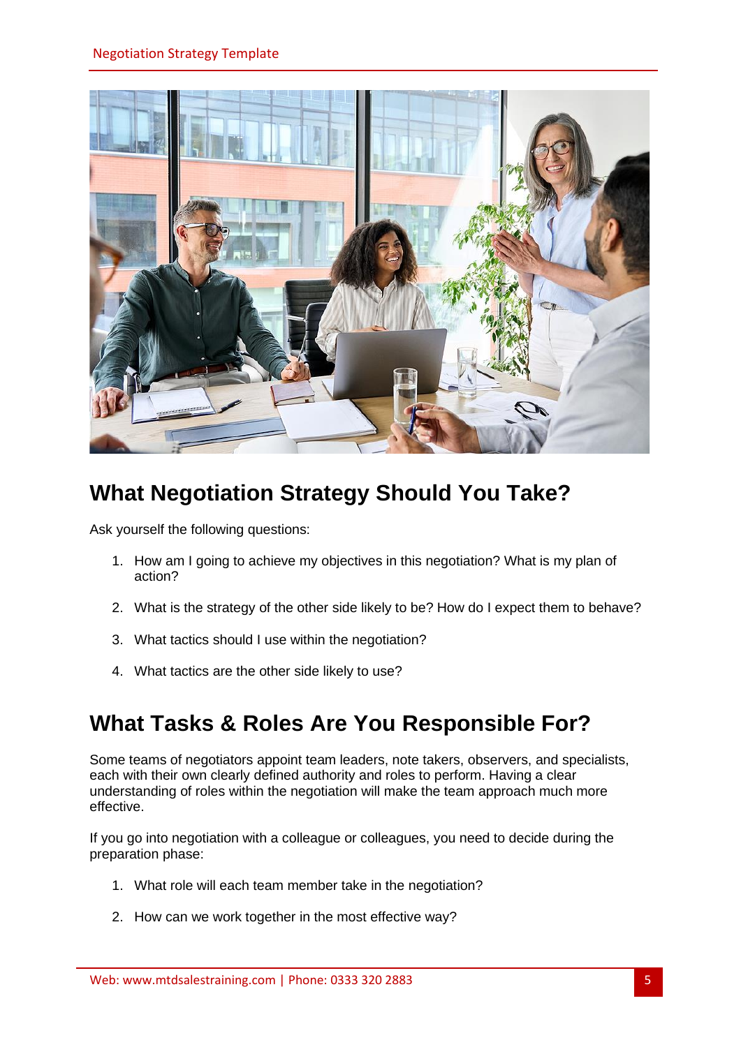## What Negotiation Strategy Should You Take?

Ask yourself the following questions:

1. How am I going to achieve my objectives in this negotiation? What is my plan of action?
2. What is the strategy of the other side likely to be? How do I expect them to behave?
3. What tactics should I use within the negotiation?
4. What tactics are the other side likely to use?

## What Tasks & Roles Are You Responsible For?

Some teams of negotiators appoint team leaders, note takers, observers, and specialists, each with their own clearly defined authority and roles to perform. Having a clear understanding of roles within the negotiation will make the team approach much more effective.

If you go into negotiation with a colleague or colleagues, you need to decide during the preparation phase:

1. What role will each team member take in the negotiation?
2. How can we work together in the most effective way?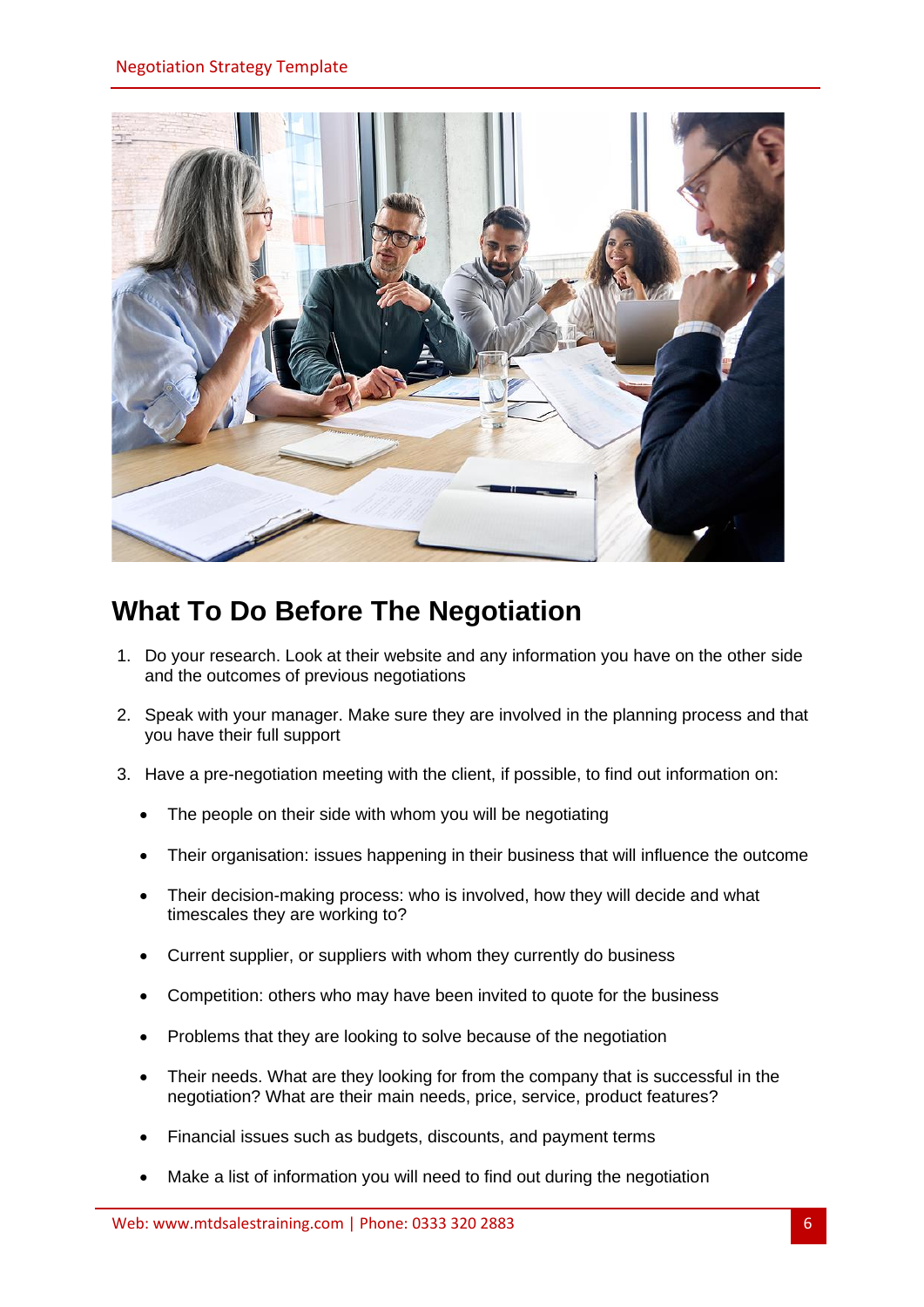## What To Do Before The Negotiation

1. Do your research. Look at their website and any information you have on the other side and the outcomes of previous negotiations

2. Speak with your manager. Make sure they are involved in the planning process and that you have their full support

3. Have a pre-negotiation meeting with the client, if possible, to find out information on:

   - The people on their side with whom you will be negotiating
   - Their organisation: issues happening in their business that will influence the outcome
   - Their decision-making process: who is involved, how they will decide and what timescales they are working to?
   - Current supplier, or suppliers with whom they currently do business
   - Competition: others who may have been invited to quote for the business
   - Problems that they are looking to solve because of the negotiation
   - Their needs. What are they looking for from the company that is successful in the negotiation? What are their main needs, price, service, product features?
   - Financial issues such as budgets, discounts, and payment terms
   - Make a list of information you will need to find out during the negotiation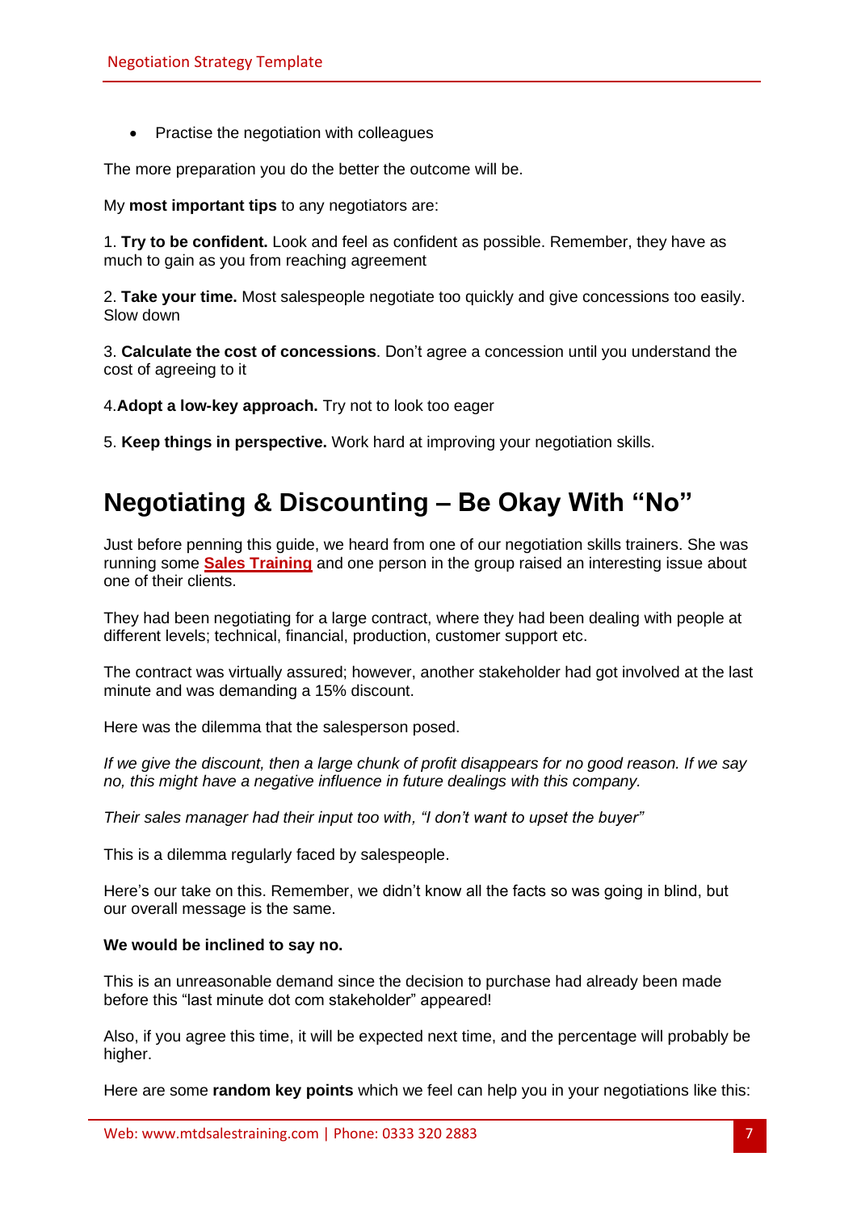- Practise the negotiation with colleagues

The more preparation you do the better the outcome will be.

My **most important tips** to any negotiators are:

1. **Try to be confident.** Look and feel as confident as possible. Remember, they have as much to gain as you from reaching agreement

2. **Take your time.** Most salespeople negotiate too quickly and give concessions too easily. Slow down

3. **Calculate the cost of concessions**. Don't agree a concession until you understand the cost of agreeing to it

4.**Adopt a low-key approach.** Try not to look too eager

5. **Keep things in perspective.** Work hard at improving your negotiation skills.

## Negotiating & Discounting – Be Okay With "No"

Just before penning this guide, we heard from one of our negotiation skills trainers. She was running some **Sales Training** and one person in the group raised an interesting issue about one of their clients.

They had been negotiating for a large contract, where they had been dealing with people at different levels; technical, financial, production, customer support etc.

The contract was virtually assured; however, another stakeholder had got involved at the last minute and was demanding a 15% discount.

Here was the dilemma that the salesperson posed.

*If we give the discount, then a large chunk of profit disappears for no good reason. If we say no, this might have a negative influence in future dealings with this company.*

*Their sales manager had their input too with, "I don't want to upset the buyer"*

This is a dilemma regularly faced by salespeople.

Here's our take on this. Remember, we didn't know all the facts so was going in blind, but our overall message is the same.

**We would be inclined to say no.**

This is an unreasonable demand since the decision to purchase had already been made before this "last minute dot com stakeholder" appeared!

Also, if you agree this time, it will be expected next time, and the percentage will probably be higher.

Here are some **random key points** which we feel can help you in your negotiations like this: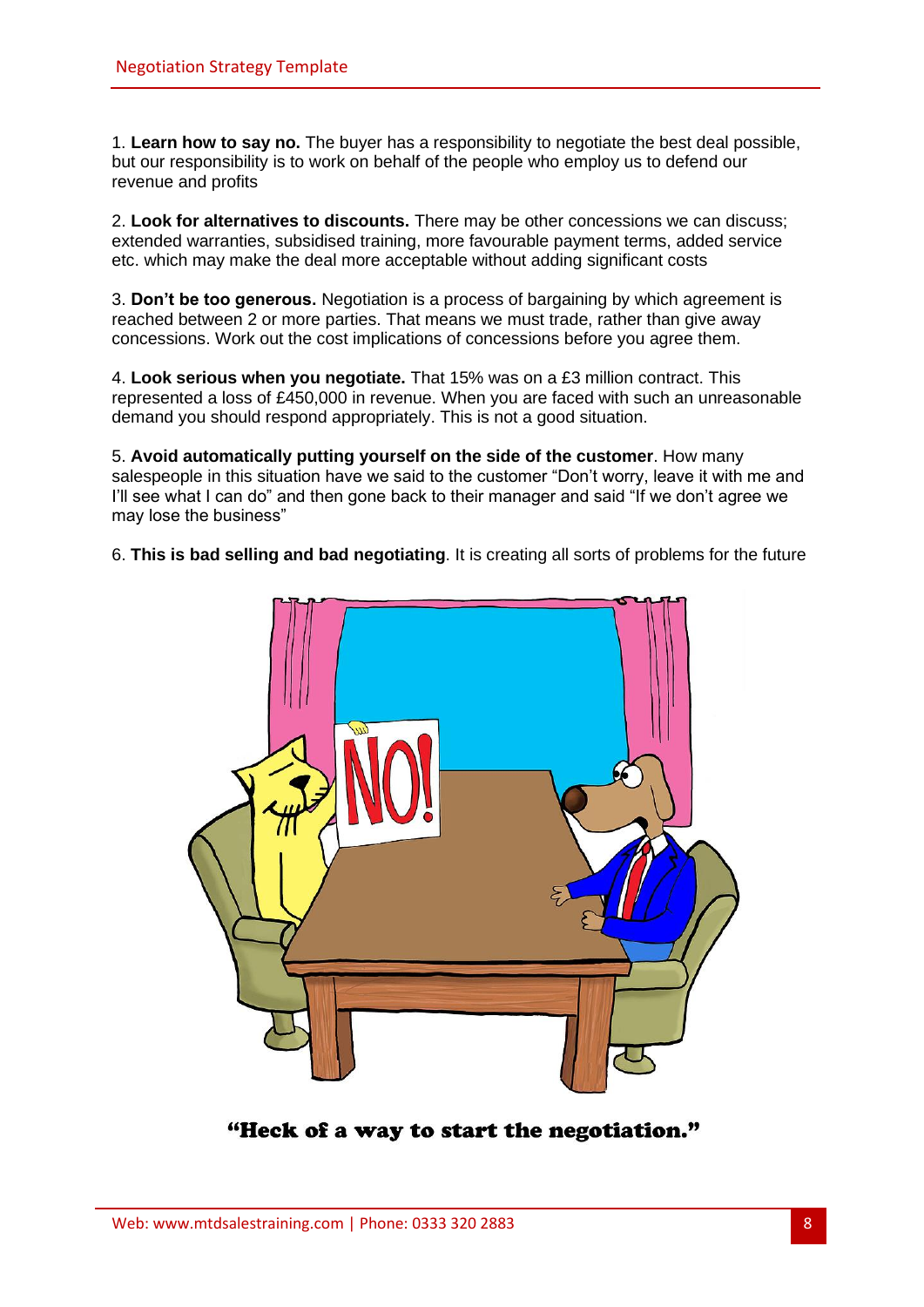1. **Learn how to say no.** The buyer has a responsibility to negotiate the best deal possible, but our responsibility is to work on behalf of the people who employ us to defend our revenue and profits

2. **Look for alternatives to discounts.** There may be other concessions we can discuss; extended warranties, subsidised training, more favourable payment terms, added service etc. which may make the deal more acceptable without adding significant costs

3. **Don't be too generous.** Negotiation is a process of bargaining by which agreement is reached between 2 or more parties. That means we must trade, rather than give away concessions. Work out the cost implications of concessions before you agree them.

4. **Look serious when you negotiate.** That 15% was on a £3 million contract. This represented a loss of £450,000 in revenue. When you are faced with such an unreasonable demand you should respond appropriately. This is not a good situation.

5. **Avoid automatically putting yourself on the side of the customer**. How many salespeople in this situation have we said to the customer "Don't worry, leave it with me and I'll see what I can do" and then gone back to their manager and said "If we don't agree we may lose the business"

6. **This is bad selling and bad negotiating**. It is creating all sorts of problems for the future

"Heck of a way to start the negotiation."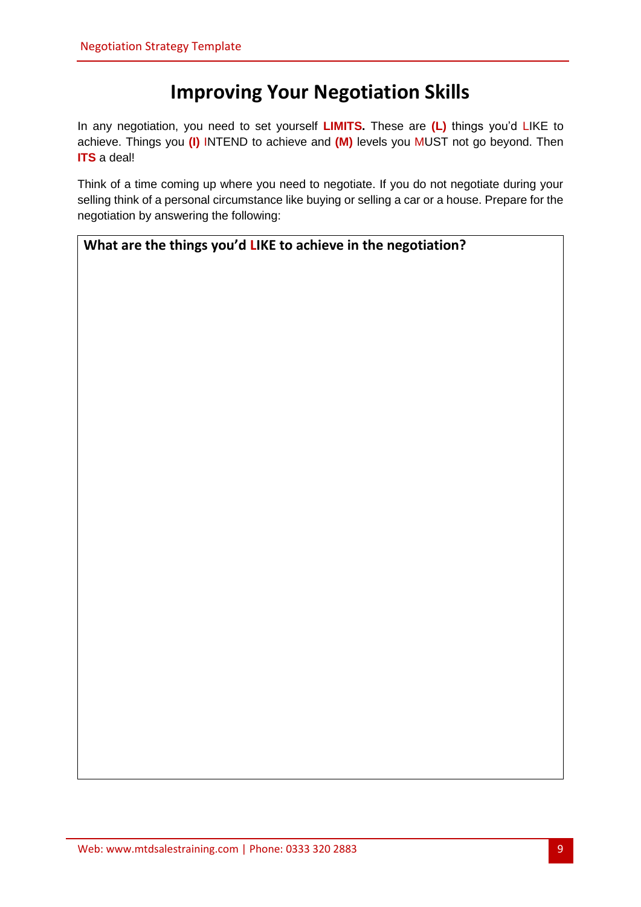# Improving Your Negotiation Skills

In any negotiation, you need to set yourself **LIMITS.** These are **(L)** things you'd LIKE to achieve. Things you **(I)** INTEND to achieve and **(M)** levels you MUST not go beyond. Then **ITS** a deal!

Think of a time coming up where you need to negotiate. If you do not negotiate during your selling think of a personal circumstance like buying or selling a car or a house. Prepare for the negotiation by answering the following:

| **What are the things you'd LIKE to achieve in the negotiation?** |
| --- |
| |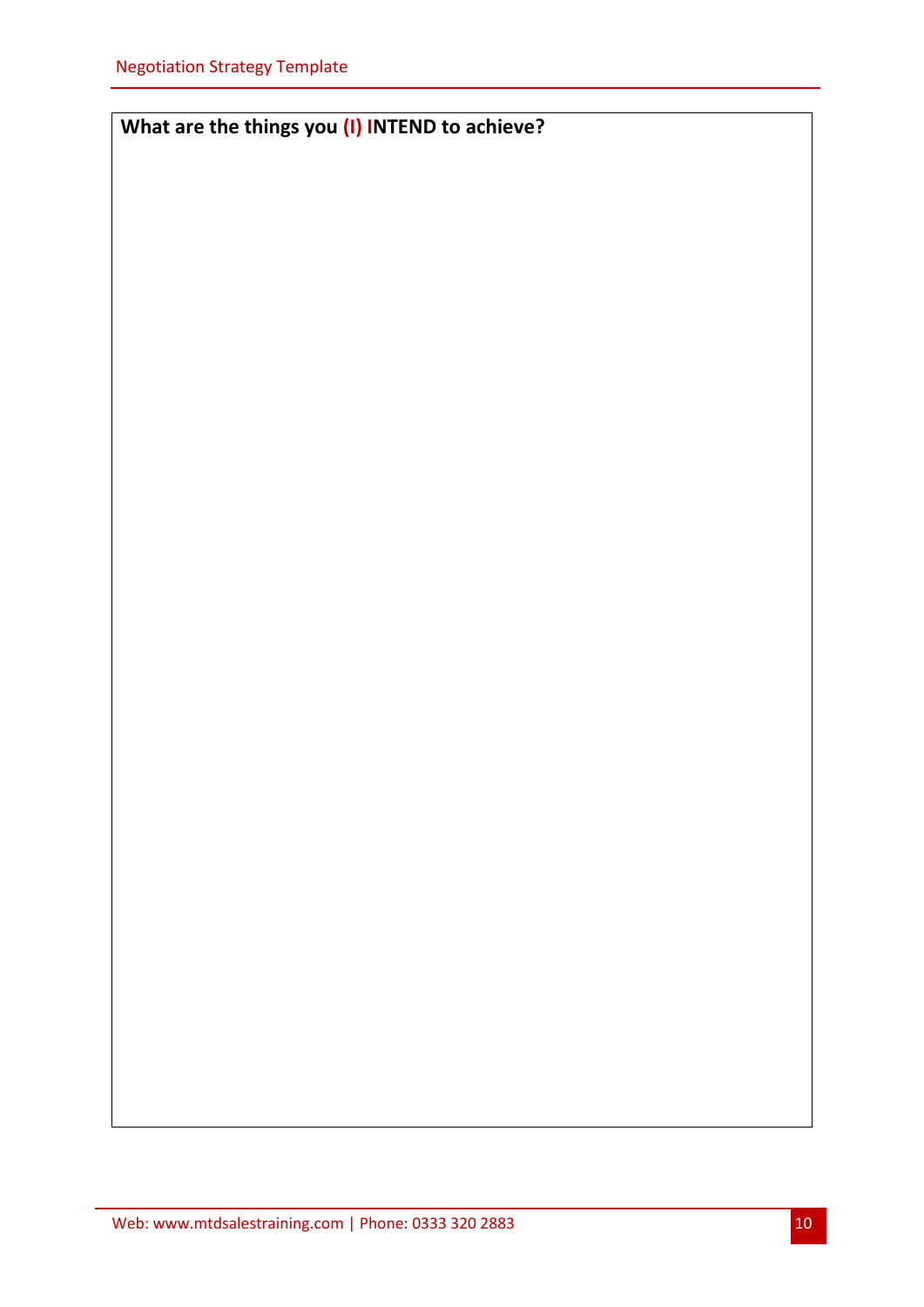**What are the things you (I) INTEND to achieve?**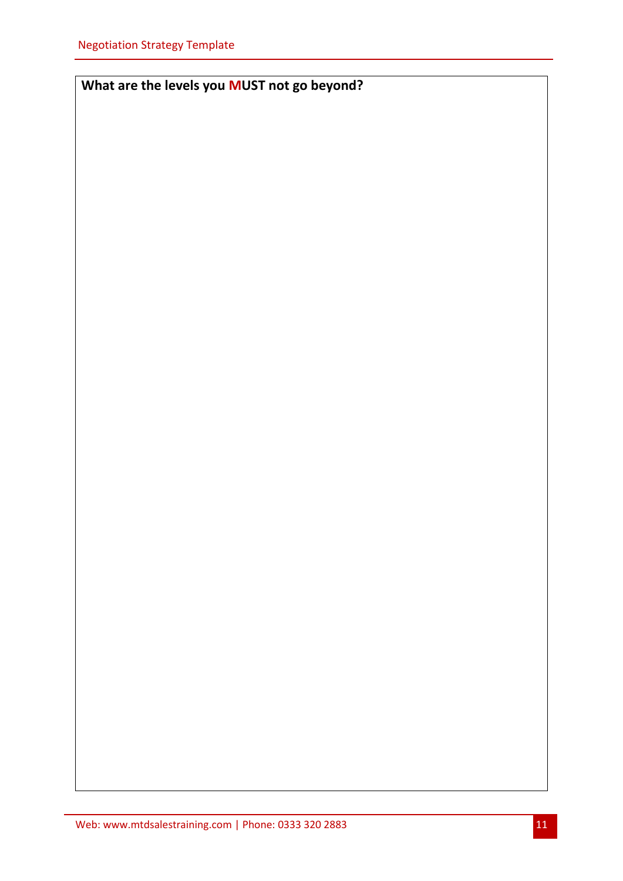**What are the levels you MUST not go beyond?**